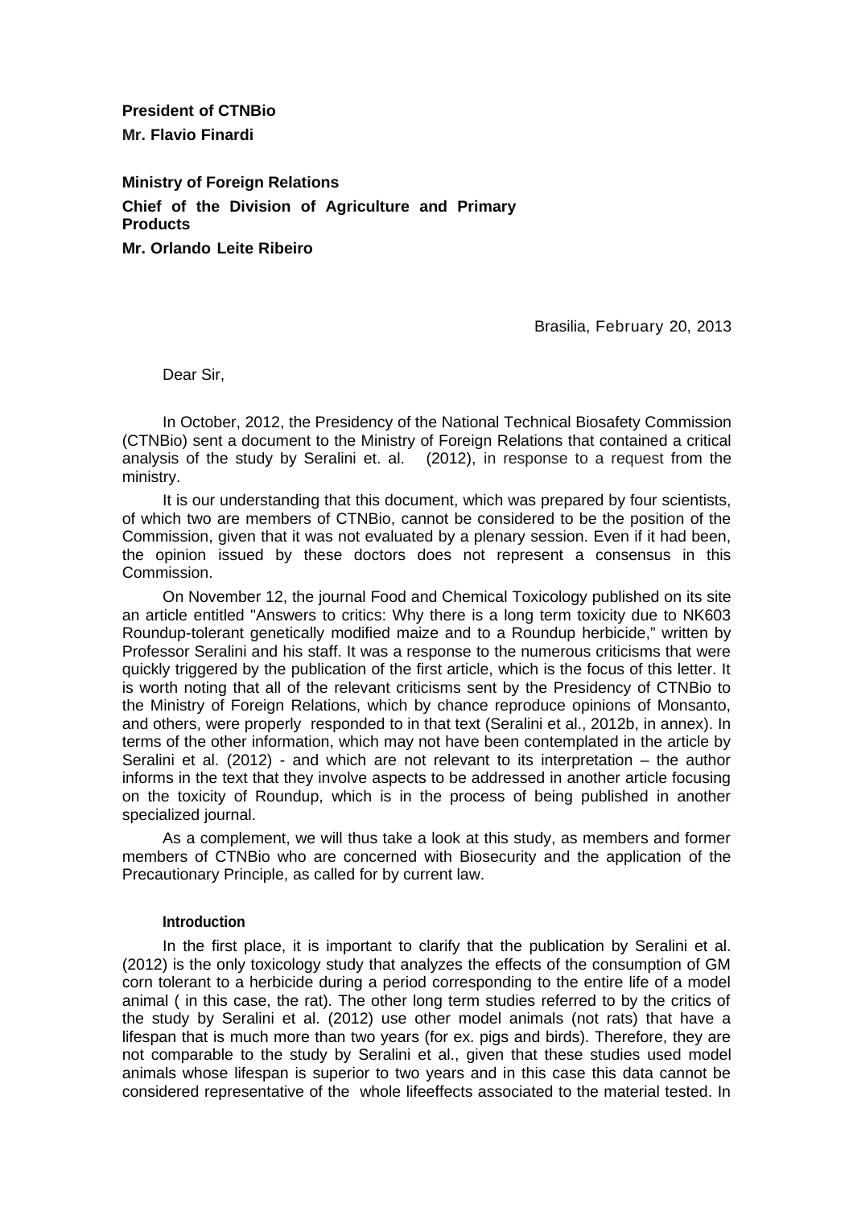**President of CTNBio**

**Mr. Flavio Finardi**

**Ministry of Foreign Relations**

**Chief of the Division of Agriculture and Primary Products**

**Mr. Orlando Leite Ribeiro**

Brasilia, February 20, 2013

Dear Sir,

In October, 2012, the Presidency of the National Technical Biosafety Commission (CTNBio) sent a document to the Ministry of Foreign Relations that contained a critical analysis of the study by Seralini et. al. (2012), in response to a request from the ministry.

It is our understanding that this document, which was prepared by four scientists, of which two are members of CTNBio, cannot be considered to be the position of the Commission, given that it was not evaluated by a plenary session. Even if it had been, the opinion issued by these doctors does not represent a consensus in this Commission.

On November 12, the journal Food and Chemical Toxicology published on its site an article entitled "Answers to critics: Why there is a long term toxicity due to NK603 Roundup-tolerant genetically modified maize and to a Roundup herbicide," written by Professor Seralini and his staff. It was a response to the numerous criticisms that were quickly triggered by the publication of the first article, which is the focus of this letter. It is worth noting that all of the relevant criticisms sent by the Presidency of CTNBio to the Ministry of Foreign Relations, which by chance reproduce opinions of Monsanto, and others, were properly responded to in that text (Seralini et al., 2012b, in annex). In terms of the other information, which may not have been contemplated in the article by Seralini et al. (2012) - and which are not relevant to its interpretation – the author informs in the text that they involve aspects to be addressed in another article focusing on the toxicity of Roundup, which is in the process of being published in another specialized journal.

As a complement, we will thus take a look at this study, as members and former members of CTNBio who are concerned with Biosecurity and the application of the Precautionary Principle, as called for by current law.

#### Introduction

In the first place, it is important to clarify that the publication by Seralini et al. (2012) is the only toxicology study that analyzes the effects of the consumption of GM corn tolerant to a herbicide during a period corresponding to the entire life of a model animal ( in this case, the rat). The other long term studies referred to by the critics of the study by Seralini et al. (2012) use other model animals (not rats) that have a lifespan that is much more than two years (for ex. pigs and birds). Therefore, they are not comparable to the study by Seralini et al., given that these studies used model animals whose lifespan is superior to two years and in this case this data cannot be considered representative of the whole lifeeffects associated to the material tested. In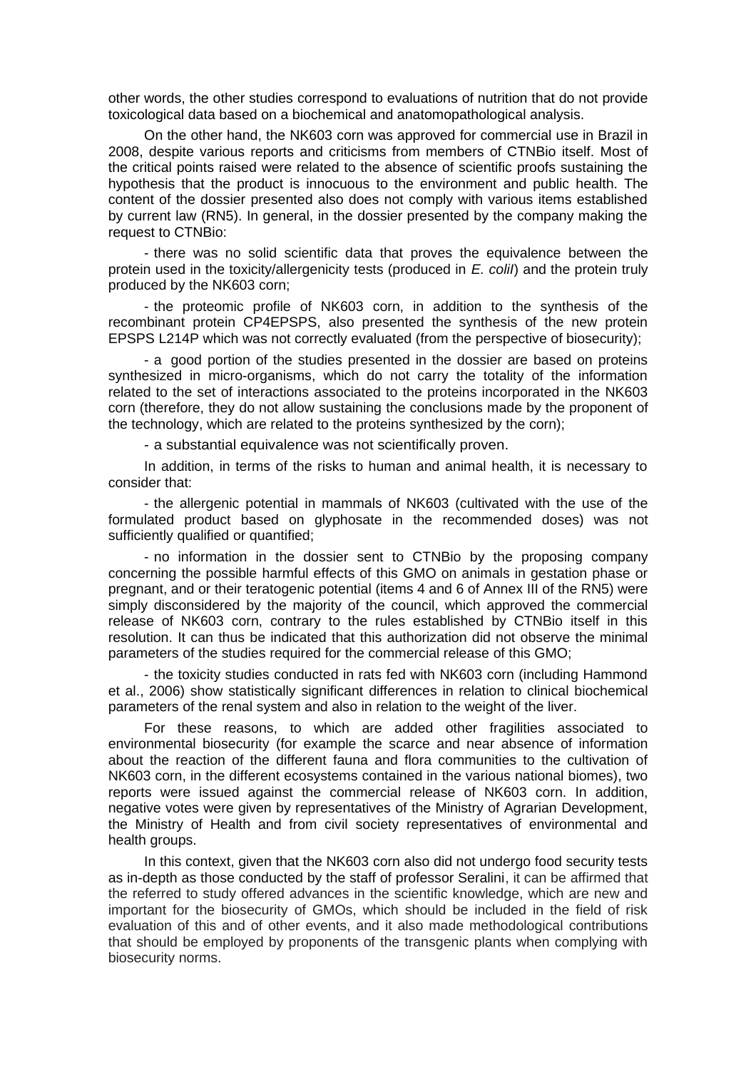other words, the other studies correspond to evaluations of nutrition that do not provide toxicological data based on a biochemical and anatomopathological analysis.

On the other hand, the NK603 corn was approved for commercial use in Brazil in 2008, despite various reports and criticisms from members of CTNBio itself. Most of the critical points raised were related to the absence of scientific proofs sustaining the hypothesis that the product is innocuous to the environment and public health. The content of the dossier presented also does not comply with various items established by current law (RN5). In general, in the dossier presented by the company making the request to CTNBio:

- there was no solid scientific data that proves the equivalence between the protein used in the toxicity/allergenicity tests (produced in *E. colil*) and the protein truly produced by the NK603 corn;

- the proteomic profile of NK603 corn, in addition to the synthesis of the recombinant protein CP4EPSPS, also presented the synthesis of the new protein EPSPS L214P which was not correctly evaluated (from the perspective of biosecurity);

- a good portion of the studies presented in the dossier are based on proteins synthesized in micro-organisms, which do not carry the totality of the information related to the set of interactions associated to the proteins incorporated in the NK603 corn (therefore, they do not allow sustaining the conclusions made by the proponent of the technology, which are related to the proteins synthesized by the corn);

- a substantial equivalence was not scientifically proven.

In addition, in terms of the risks to human and animal health, it is necessary to consider that:

- the allergenic potential in mammals of NK603 (cultivated with the use of the formulated product based on glyphosate in the recommended doses) was not sufficiently qualified or quantified;

- no information in the dossier sent to CTNBio by the proposing company concerning the possible harmful effects of this GMO on animals in gestation phase or pregnant, and or their teratogenic potential (items 4 and 6 of Annex III of the RN5) were simply disconsidered by the majority of the council, which approved the commercial release of NK603 corn, contrary to the rules established by CTNBio itself in this resolution. It can thus be indicated that this authorization did not observe the minimal parameters of the studies required for the commercial release of this GMO;

- the toxicity studies conducted in rats fed with NK603 corn (including Hammond et al., 2006) show statistically significant differences in relation to clinical biochemical parameters of the renal system and also in relation to the weight of the liver.

For these reasons, to which are added other fragilities associated to environmental biosecurity (for example the scarce and near absence of information about the reaction of the different fauna and flora communities to the cultivation of NK603 corn, in the different ecosystems contained in the various national biomes), two reports were issued against the commercial release of NK603 corn. In addition, negative votes were given by representatives of the Ministry of Agrarian Development, the Ministry of Health and from civil society representatives of environmental and health groups.

In this context, given that the NK603 corn also did not undergo food security tests as in-depth as those conducted by the staff of professor Seralini, it can be affirmed that the referred to study offered advances in the scientific knowledge, which are new and important for the biosecurity of GMOs, which should be included in the field of risk evaluation of this and of other events, and it also made methodological contributions that should be employed by proponents of the transgenic plants when complying with biosecurity norms.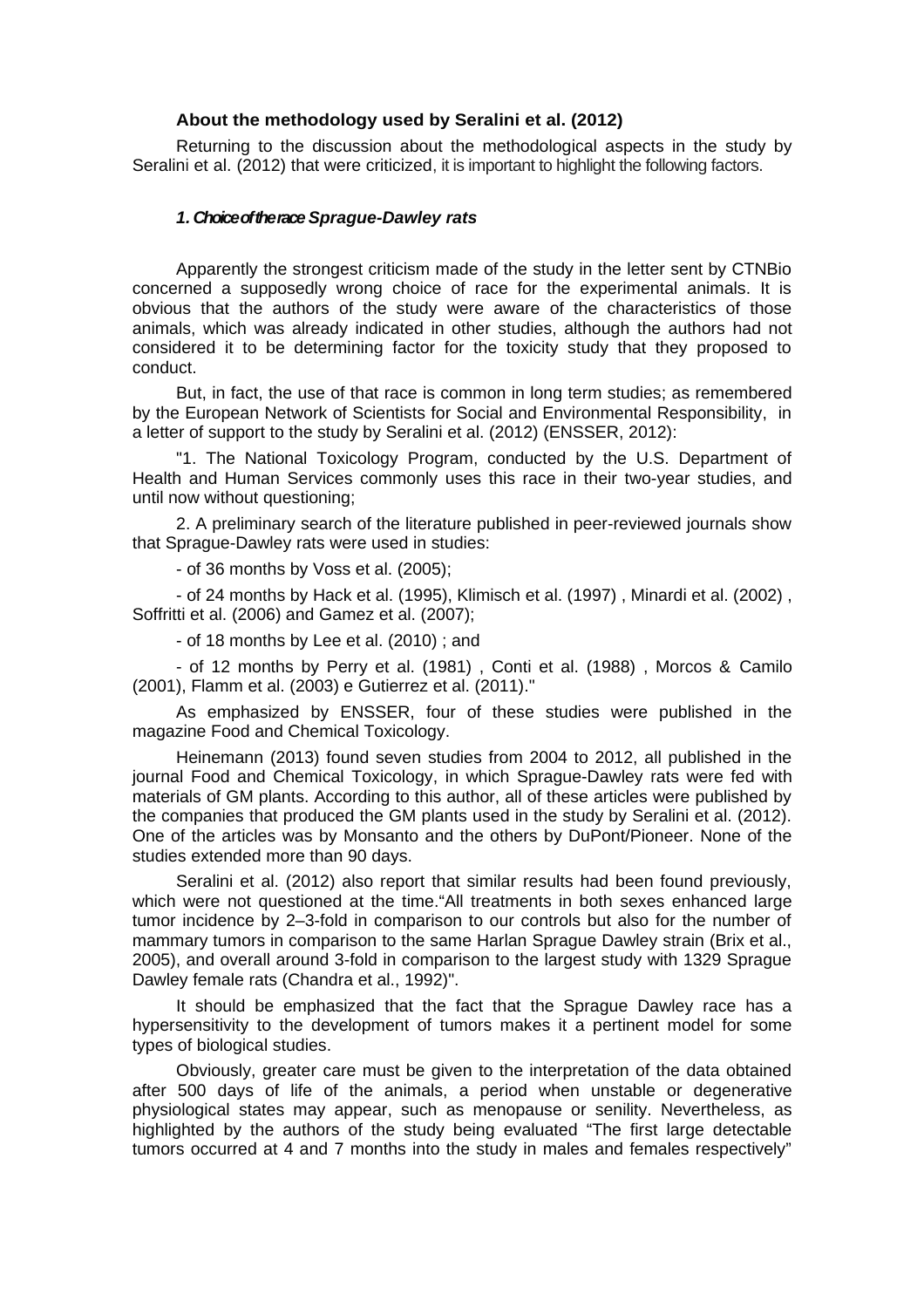### About the methodology used by Seralini et al. (2012)

Returning to the discussion about the methodological aspects in the study by Seralini et al. (2012) that were criticized, it is important to highlight the following factors.

#### *1. Choice of the race Sprague-Dawley rats*

Apparently the strongest criticism made of the study in the letter sent by CTNBio concerned a supposedly wrong choice of race for the experimental animals. It is obvious that the authors of the study were aware of the characteristics of those animals, which was already indicated in other studies, although the authors had not considered it to be determining factor for the toxicity study that they proposed to conduct.

But, in fact, the use of that race is common in long term studies; as remembered by the European Network of Scientists for Social and Environmental Responsibility, in a letter of support to the study by Seralini et al. (2012) (ENSSER, 2012):

"1. The National Toxicology Program, conducted by the U.S. Department of Health and Human Services commonly uses this race in their two-year studies, and until now without questioning;

2. A preliminary search of the literature published in peer-reviewed journals show that Sprague-Dawley rats were used in studies:

- of 36 months by Voss et al. (2005);

- of 24 months by Hack et al. (1995), Klimisch et al. (1997) , Minardi et al. (2002) , Soffritti et al. (2006) and Gamez et al. (2007);

- of 18 months by Lee et al. (2010) ; and

- of 12 months by Perry et al. (1981) , Conti et al. (1988) , Morcos & Camilo (2001), Flamm et al. (2003) e Gutierrez et al. (2011)."

As emphasized by ENSSER, four of these studies were published in the magazine Food and Chemical Toxicology.

Heinemann (2013) found seven studies from 2004 to 2012, all published in the journal Food and Chemical Toxicology, in which Sprague-Dawley rats were fed with materials of GM plants. According to this author, all of these articles were published by the companies that produced the GM plants used in the study by Seralini et al. (2012). One of the articles was by Monsanto and the others by DuPont/Pioneer. None of the studies extended more than 90 days.

Seralini et al. (2012) also report that similar results had been found previously, which were not questioned at the time."All treatments in both sexes enhanced large tumor incidence by 2–3-fold in comparison to our controls but also for the number of mammary tumors in comparison to the same Harlan Sprague Dawley strain (Brix et al., 2005), and overall around 3-fold in comparison to the largest study with 1329 Sprague Dawley female rats (Chandra et al., 1992)".

It should be emphasized that the fact that the Sprague Dawley race has a hypersensitivity to the development of tumors makes it a pertinent model for some types of biological studies.

Obviously, greater care must be given to the interpretation of the data obtained after 500 days of life of the animals, a period when unstable or degenerative physiological states may appear, such as menopause or senility. Nevertheless, as highlighted by the authors of the study being evaluated "The first large detectable tumors occurred at 4 and 7 months into the study in males and females respectively"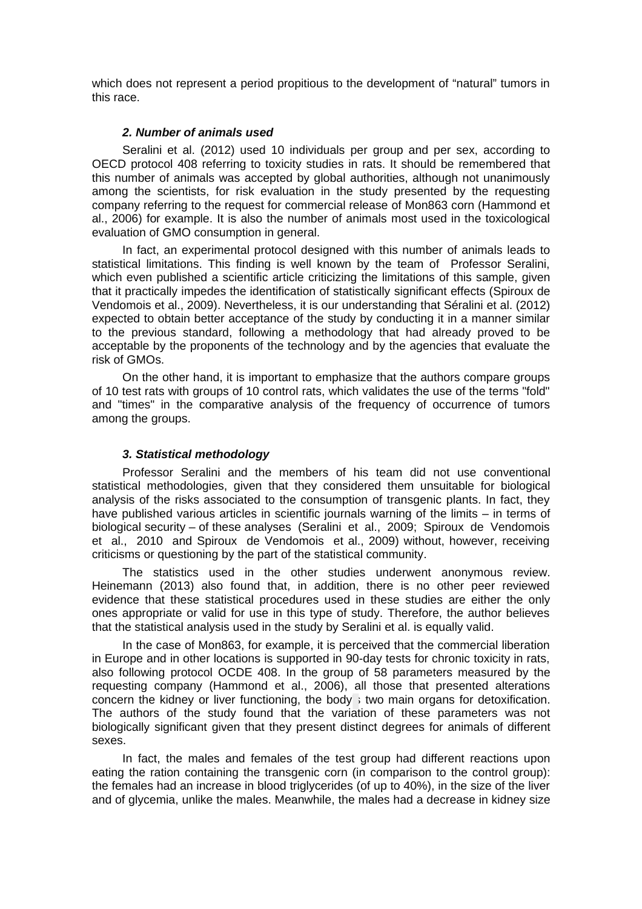which does not represent a period propitious to the development of "natural" tumors in this race.

### *2. Number of animals used*

Seralini et al. (2012) used 10 individuals per group and per sex, according to OECD protocol 408 referring to toxicity studies in rats. It should be remembered that this number of animals was accepted by global authorities, although not unanimously among the scientists, for risk evaluation in the study presented by the requesting company referring to the request for commercial release of Mon863 corn (Hammond et al., 2006) for example. It is also the number of animals most used in the toxicological evaluation of GMO consumption in general.

In fact, an experimental protocol designed with this number of animals leads to statistical limitations. This finding is well known by the team of Professor Seralini, which even published a scientific article criticizing the limitations of this sample, given that it practically impedes the identification of statistically significant effects (Spiroux de Vendomois et al., 2009). Nevertheless, it is our understanding that Séralini et al. (2012) expected to obtain better acceptance of the study by conducting it in a manner similar to the previous standard, following a methodology that had already proved to be acceptable by the proponents of the technology and by the agencies that evaluate the risk of GMOs.

On the other hand, it is important to emphasize that the authors compare groups of 10 test rats with groups of 10 control rats, which validates the use of the terms "fold" and "times" in the comparative analysis of the frequency of occurrence of tumors among the groups.

### *3. Statistical methodology*

Professor Seralini and the members of his team did not use conventional statistical methodologies, given that they considered them unsuitable for biological analysis of the risks associated to the consumption of transgenic plants. In fact, they have published various articles in scientific journals warning of the limits – in terms of biological security – of these analyses (Seralini et al., 2009; Spiroux de Vendomois et al., 2010 and Spiroux de Vendomois et al., 2009) without, however, receiving criticisms or questioning by the part of the statistical community.

The statistics used in the other studies underwent anonymous review. Heinemann (2013) also found that, in addition, there is no other peer reviewed evidence that these statistical procedures used in these studies are either the only ones appropriate or valid for use in this type of study. Therefore, the author believes that the statistical analysis used in the study by Seralini et al. is equally valid.

In the case of Mon863, for example, it is perceived that the commercial liberation in Europe and in other locations is supported in 90-day tests for chronic toxicity in rats, also following protocol OCDE 408. In the group of 58 parameters measured by the requesting company (Hammond et al., 2006), all those that presented alterations concern the kidney or liver functioning, the body's two main organs for detoxification. The authors of the study found that the variation of these parameters was not biologically significant given that they present distinct degrees for animals of different sexes.

In fact, the males and females of the test group had different reactions upon eating the ration containing the transgenic corn (in comparison to the control group): the females had an increase in blood triglycerides (of up to 40%), in the size of the liver and of glycemia, unlike the males. Meanwhile, the males had a decrease in kidney size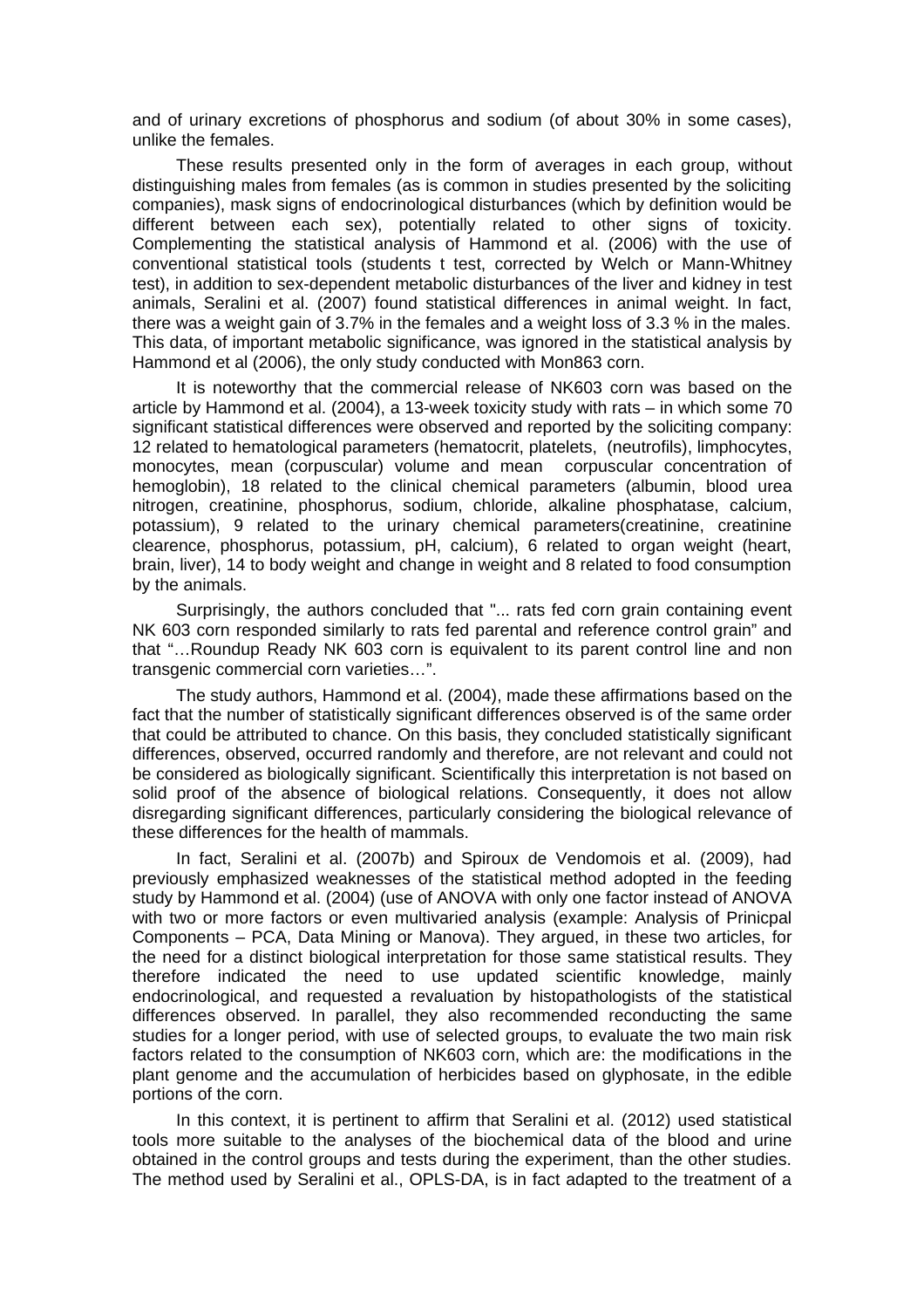and of urinary excretions of phosphorus and sodium (of about 30% in some cases), unlike the females.

These results presented only in the form of averages in each group, without distinguishing males from females (as is common in studies presented by the soliciting companies), mask signs of endocrinological disturbances (which by definition would be different between each sex), potentially related to other signs of toxicity. Complementing the statistical analysis of Hammond et al. (2006) with the use of conventional statistical tools (students t test, corrected by Welch or Mann-Whitney test), in addition to sex-dependent metabolic disturbances of the liver and kidney in test animals, Seralini et al. (2007) found statistical differences in animal weight. In fact, there was a weight gain of 3.7% in the females and a weight loss of 3.3 % in the males. This data, of important metabolic significance, was ignored in the statistical analysis by Hammond et al (2006), the only study conducted with Mon863 corn.

It is noteworthy that the commercial release of NK603 corn was based on the article by Hammond et al. (2004), a 13-week toxicity study with rats – in which some 70 significant statistical differences were observed and reported by the soliciting company: 12 related to hematological parameters (hematocrit, platelets, (neutrofils), limphocytes, monocytes, mean (corpuscular) volume and mean corpuscular concentration of hemoglobin), 18 related to the clinical chemical parameters (albumin, blood urea nitrogen, creatinine, phosphorus, sodium, chloride, alkaline phosphatase, calcium, potassium), 9 related to the urinary chemical parameters(creatinine, creatinine clearence, phosphorus, potassium, pH, calcium), 6 related to organ weight (heart, brain, liver), 14 to body weight and change in weight and 8 related to food consumption by the animals.

Surprisingly, the authors concluded that "... rats fed corn grain containing event NK 603 corn responded similarly to rats fed parental and reference control grain" and that "…Roundup Ready NK 603 corn is equivalent to its parent control line and non transgenic commercial corn varieties…".

The study authors, Hammond et al. (2004), made these affirmations based on the fact that the number of statistically significant differences observed is of the same order that could be attributed to chance. On this basis, they concluded statistically significant differences, observed, occurred randomly and therefore, are not relevant and could not be considered as biologically significant. Scientifically this interpretation is not based on solid proof of the absence of biological relations. Consequently, it does not allow disregarding significant differences, particularly considering the biological relevance of these differences for the health of mammals.

In fact, Seralini et al. (2007b) and Spiroux de Vendomois et al. (2009), had previously emphasized weaknesses of the statistical method adopted in the feeding study by Hammond et al. (2004) (use of ANOVA with only one factor instead of ANOVA with two or more factors or even multivaried analysis (example: Analysis of Prinicpal Components – PCA, Data Mining or Manova). They argued, in these two articles, for the need for a distinct biological interpretation for those same statistical results. They therefore indicated the need to use updated scientific knowledge, mainly endocrinological, and requested a revaluation by histopathologists of the statistical differences observed. In parallel, they also recommended reconducting the same studies for a longer period, with use of selected groups, to evaluate the two main risk factors related to the consumption of NK603 corn, which are: the modifications in the plant genome and the accumulation of herbicides based on glyphosate, in the edible portions of the corn.

In this context, it is pertinent to affirm that Seralini et al. (2012) used statistical tools more suitable to the analyses of the biochemical data of the blood and urine obtained in the control groups and tests during the experiment, than the other studies. The method used by Seralini et al., OPLS-DA, is in fact adapted to the treatment of a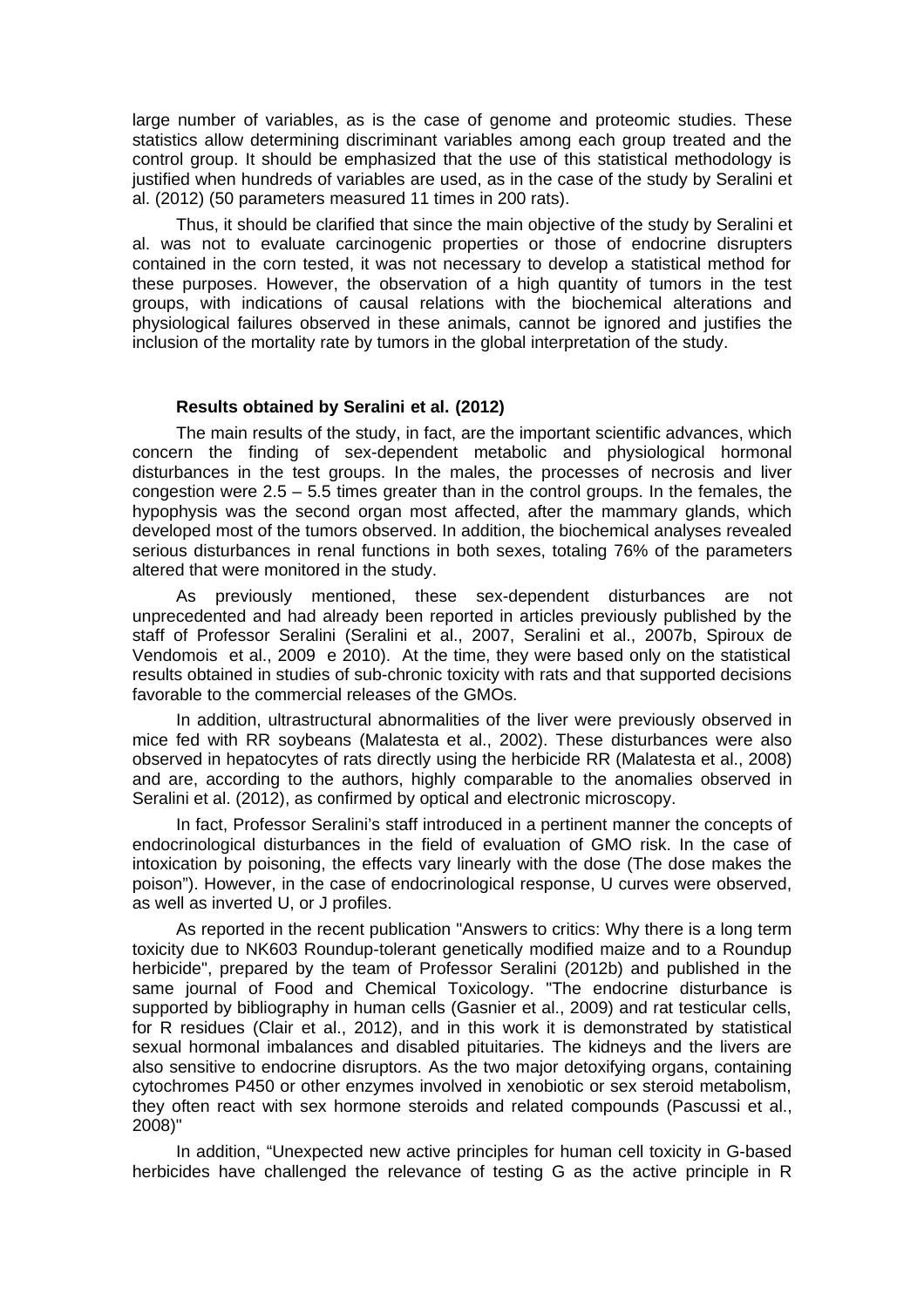large number of variables, as is the case of genome and proteomic studies. These statistics allow determining discriminant variables among each group treated and the control group. It should be emphasized that the use of this statistical methodology is justified when hundreds of variables are used, as in the case of the study by Seralini et al. (2012) (50 parameters measured 11 times in 200 rats).

Thus, it should be clarified that since the main objective of the study by Seralini et al. was not to evaluate carcinogenic properties or those of endocrine disrupters contained in the corn tested, it was not necessary to develop a statistical method for these purposes. However, the observation of a high quantity of tumors in the test groups, with indications of causal relations with the biochemical alterations and physiological failures observed in these animals, cannot be ignored and justifies the inclusion of the mortality rate by tumors in the global interpretation of the study.

**Results obtained by Seralini et al. (2012)**

The main results of the study, in fact, are the important scientific advances, which concern the finding of sex-dependent metabolic and physiological hormonal disturbances in the test groups. In the males, the processes of necrosis and liver congestion were 2.5 – 5.5 times greater than in the control groups. In the females, the hypophysis was the second organ most affected, after the mammary glands, which developed most of the tumors observed. In addition, the biochemical analyses revealed serious disturbances in renal functions in both sexes, totaling 76% of the parameters altered that were monitored in the study.

As previously mentioned, these sex-dependent disturbances are not unprecedented and had already been reported in articles previously published by the staff of Professor Seralini (Seralini et al., 2007, Seralini et al., 2007b, Spiroux de Vendomois et al., 2009 e 2010). At the time, they were based only on the statistical results obtained in studies of sub-chronic toxicity with rats and that supported decisions favorable to the commercial releases of the GMOs.

In addition, ultrastructural abnormalities of the liver were previously observed in mice fed with RR soybeans (Malatesta et al., 2002). These disturbances were also observed in hepatocytes of rats directly using the herbicide RR (Malatesta et al., 2008) and are, according to the authors, highly comparable to the anomalies observed in Seralini et al. (2012), as confirmed by optical and electronic microscopy.

In fact, Professor Seralini's staff introduced in a pertinent manner the concepts of endocrinological disturbances in the field of evaluation of GMO risk. In the case of intoxication by poisoning, the effects vary linearly with the dose (The dose makes the poison"). However, in the case of endocrinological response, U curves were observed, as well as inverted U, or J profiles.

As reported in the recent publication "Answers to critics: Why there is a long term toxicity due to NK603 Roundup-tolerant genetically modified maize and to a Roundup herbicide", prepared by the team of Professor Seralini (2012b) and published in the same journal of Food and Chemical Toxicology. "The endocrine disturbance is supported by bibliography in human cells (Gasnier et al., 2009) and rat testicular cells, for R residues (Clair et al., 2012), and in this work it is demonstrated by statistical sexual hormonal imbalances and disabled pituitaries. The kidneys and the livers are also sensitive to endocrine disruptors. As the two major detoxifying organs, containing cytochromes P450 or other enzymes involved in xenobiotic or sex steroid metabolism, they often react with sex hormone steroids and related compounds (Pascussi et al., 2008)"

In addition, "Unexpected new active principles for human cell toxicity in G-based herbicides have challenged the relevance of testing G as the active principle in R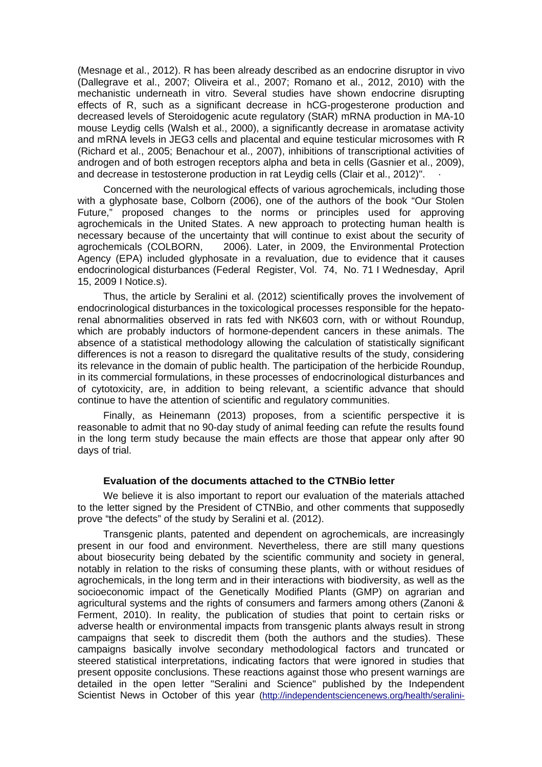(Mesnage et al., 2012). R has been already described as an endocrine disruptor in vivo (Dallegrave et al., 2007; Oliveira et al., 2007; Romano et al., 2012, 2010) with the mechanistic underneath in vitro. Several studies have shown endocrine disrupting effects of R, such as a significant decrease in hCG-progesterone production and decreased levels of Steroidogenic acute regulatory (StAR) mRNA production in MA-10 mouse Leydig cells (Walsh et al., 2000), a significantly decrease in aromatase activity and mRNA levels in JEG3 cells and placental and equine testicular microsomes with R (Richard et al., 2005; Benachour et al., 2007), inhibitions of transcriptional activities of androgen and of both estrogen receptors alpha and beta in cells (Gasnier et al., 2009), and decrease in testosterone production in rat Leydig cells (Clair et al., 2012)".

Concerned with the neurological effects of various agrochemicals, including those with a glyphosate base, Colborn (2006), one of the authors of the book "Our Stolen Future," proposed changes to the norms or principles used for approving agrochemicals in the United States. A new approach to protecting human health is necessary because of the uncertainty that will continue to exist about the security of agrochemicals (COLBORN, 2006). Later, in 2009, the Environmental Protection Agency (EPA) included glyphosate in a revaluation, due to evidence that it causes endocrinological disturbances (Federal Register, Vol. 74, No. 71 I Wednesday, April 15, 2009 I Notice.s).

Thus, the article by Seralini et al. (2012) scientifically proves the involvement of endocrinological disturbances in the toxicological processes responsible for the hepato-renal abnormalities observed in rats fed with NK603 corn, with or without Roundup, which are probably inductors of hormone-dependent cancers in these animals. The absence of a statistical methodology allowing the calculation of statistically significant differences is not a reason to disregard the qualitative results of the study, considering its relevance in the domain of public health. The participation of the herbicide Roundup, in its commercial formulations, in these processes of endocrinological disturbances and of cytotoxicity, are, in addition to being relevant, a scientific advance that should continue to have the attention of scientific and regulatory communities.

Finally, as Heinemann (2013) proposes, from a scientific perspective it is reasonable to admit that no 90-day study of animal feeding can refute the results found in the long term study because the main effects are those that appear only after 90 days of trial.

### Evaluation of the documents attached to the CTNBio letter

We believe it is also important to report our evaluation of the materials attached to the letter signed by the President of CTNBio, and other comments that supposedly prove "the defects" of the study by Seralini et al. (2012).

Transgenic plants, patented and dependent on agrochemicals, are increasingly present in our food and environment. Nevertheless, there are still many questions about biosecurity being debated by the scientific community and society in general, notably in relation to the risks of consuming these plants, with or without residues of agrochemicals, in the long term and in their interactions with biodiversity, as well as the socioeconomic impact of the Genetically Modified Plants (GMP) on agrarian and agricultural systems and the rights of consumers and farmers among others (Zanoni & Ferment, 2010). In reality, the publication of studies that point to certain risks or adverse health or environmental impacts from transgenic plants always result in strong campaigns that seek to discredit them (both the authors and the studies). These campaigns basically involve secondary methodological factors and truncated or steered statistical interpretations, indicating factors that were ignored in studies that present opposite conclusions. These reactions against those who present warnings are detailed in the open letter "Seralini and Science" published by the Independent Scientist News in October of this year (http://independentsciencenews.org/health/seralini-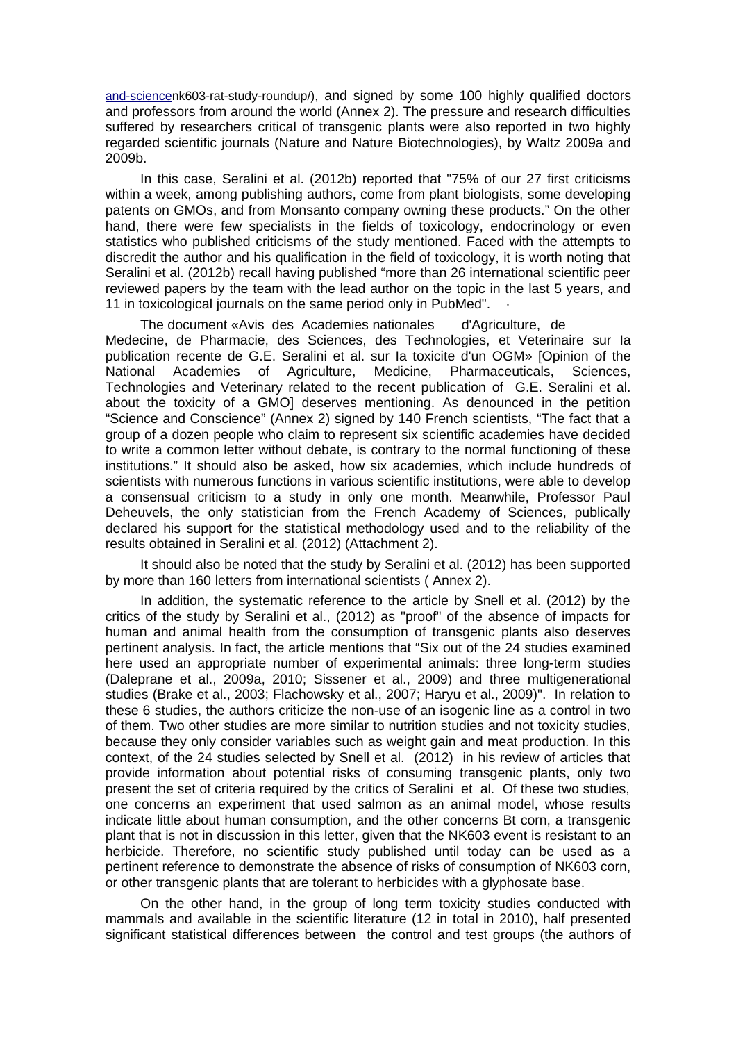and-sciencenk603-rat-study-roundup/), and signed by some 100 highly qualified doctors and professors from around the world (Annex 2). The pressure and research difficulties suffered by researchers critical of transgenic plants were also reported in two highly regarded scientific journals (Nature and Nature Biotechnologies), by Waltz 2009a and 2009b.

In this case, Seralini et al. (2012b) reported that "75% of our 27 first criticisms within a week, among publishing authors, come from plant biologists, some developing patents on GMOs, and from Monsanto company owning these products." On the other hand, there were few specialists in the fields of toxicology, endocrinology or even statistics who published criticisms of the study mentioned. Faced with the attempts to discredit the author and his qualification in the field of toxicology, it is worth noting that Seralini et al. (2012b) recall having published "more than 26 international scientific peer reviewed papers by the team with the lead author on the topic in the last 5 years, and 11 in toxicological journals on the same period only in PubMed". ·

The document «Avis des Academies nationales d'Agriculture, de Medecine, de Pharmacie, des Sciences, des Technologies, et Veterinaire sur la publication recente de G.E. Seralini et al. sur la toxicite d'un OGM» [Opinion of the National Academies of Agriculture, Medicine, Pharmaceuticals, Sciences, Technologies and Veterinary related to the recent publication of G.E. Seralini et al. about the toxicity of a GMO] deserves mentioning. As denounced in the petition "Science and Conscience" (Annex 2) signed by 140 French scientists, "The fact that a group of a dozen people who claim to represent six scientific academies have decided to write a common letter without debate, is contrary to the normal functioning of these institutions." It should also be asked, how six academies, which include hundreds of scientists with numerous functions in various scientific institutions, were able to develop a consensual criticism to a study in only one month. Meanwhile, Professor Paul Deheuvels, the only statistician from the French Academy of Sciences, publically declared his support for the statistical methodology used and to the reliability of the results obtained in Seralini et al. (2012) (Attachment 2).

It should also be noted that the study by Seralini et al. (2012) has been supported by more than 160 letters from international scientists ( Annex 2).

In addition, the systematic reference to the article by Snell et al. (2012) by the critics of the study by Seralini et al., (2012) as "proof" of the absence of impacts for human and animal health from the consumption of transgenic plants also deserves pertinent analysis. In fact, the article mentions that "Six out of the 24 studies examined here used an appropriate number of experimental animals: three long-term studies (Daleprane et al., 2009a, 2010; Sissener et al., 2009) and three multigenerational studies (Brake et al., 2003; Flachowsky et al., 2007; Haryu et al., 2009)". In relation to these 6 studies, the authors criticize the non-use of an isogenic line as a control in two of them. Two other studies are more similar to nutrition studies and not toxicity studies, because they only consider variables such as weight gain and meat production. In this context, of the 24 studies selected by Snell et al. (2012) in his review of articles that provide information about potential risks of consuming transgenic plants, only two present the set of criteria required by the critics of Seralini et al. Of these two studies, one concerns an experiment that used salmon as an animal model, whose results indicate little about human consumption, and the other concerns Bt corn, a transgenic plant that is not in discussion in this letter, given that the NK603 event is resistant to an herbicide. Therefore, no scientific study published until today can be used as a pertinent reference to demonstrate the absence of risks of consumption of NK603 corn, or other transgenic plants that are tolerant to herbicides with a glyphosate base.

On the other hand, in the group of long term toxicity studies conducted with mammals and available in the scientific literature (12 in total in 2010), half presented significant statistical differences between the control and test groups (the authors of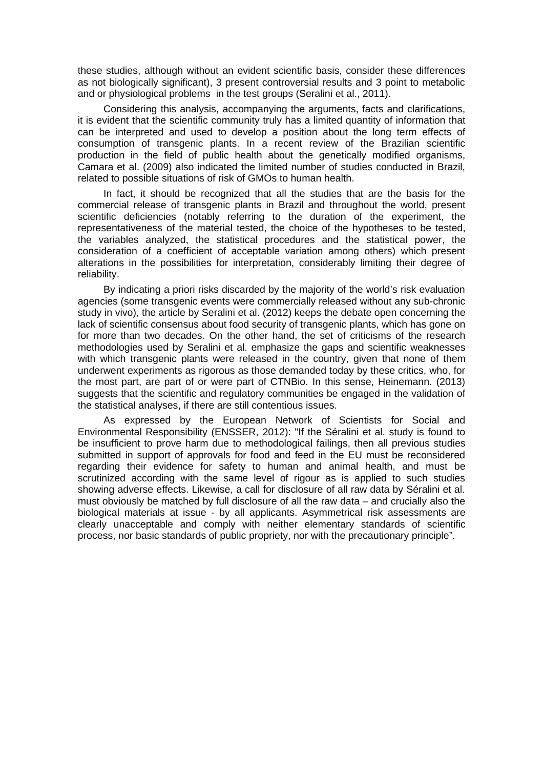these studies, although without an evident scientific basis, consider these differences as not biologically significant), 3 present controversial results and 3 point to metabolic and or physiological problems  in the test groups (Seralini et al., 2011).

Considering this analysis, accompanying the arguments, facts and clarifications, it is evident that the scientific community truly has a limited quantity of information that can be interpreted and used to develop a position about the long term effects of consumption of transgenic plants. In a recent review of the Brazilian scientific production in the field of public health about the genetically modified organisms, Camara et al. (2009) also indicated the limited number of studies conducted in Brazil, related to possible situations of risk of GMOs to human health.

In fact, it should be recognized that all the studies that are the basis for the commercial release of transgenic plants in Brazil and throughout the world, present scientific deficiencies (notably referring to the duration of the experiment, the representativeness of the material tested, the choice of the hypotheses to be tested, the variables analyzed, the statistical procedures and the statistical power, the consideration of a coefficient of acceptable variation among others) which present alterations in the possibilities for interpretation, considerably limiting their degree of reliability.

By indicating a priori risks discarded by the majority of the world's risk evaluation agencies (some transgenic events were commercially released without any sub-chronic study in vivo), the article by Seralini et al. (2012) keeps the debate open concerning the lack of scientific consensus about food security of transgenic plants, which has gone on for more than two decades. On the other hand, the set of criticisms of the research methodologies used by Seralini et al. emphasize the gaps and scientific weaknesses with which transgenic plants were released in the country, given that none of them underwent experiments as rigorous as those demanded today by these critics, who, for the most part, are part of or were part of CTNBio. In this sense, Heinemann. (2013) suggests that the scientific and regulatory communities be engaged in the validation of the statistical analyses, if there are still contentious issues.

As expressed by the European Network of Scientists for Social and Environmental Responsibility (ENSSER, 2012): "If the Séralini et al. study is found to be insufficient to prove harm due to methodological failings, then all previous studies submitted in support of approvals for food and feed in the EU must be reconsidered regarding their evidence for safety to human and animal health, and must be scrutinized according with the same level of rigour as is applied to such studies showing adverse effects. Likewise, a call for disclosure of all raw data by Séralini et al. must obviously be matched by full disclosure of all the raw data – and crucially also the biological materials at issue - by all applicants. Asymmetrical risk assessments are clearly unacceptable and comply with neither elementary standards of scientific process, nor basic standards of public propriety, nor with the precautionary principle".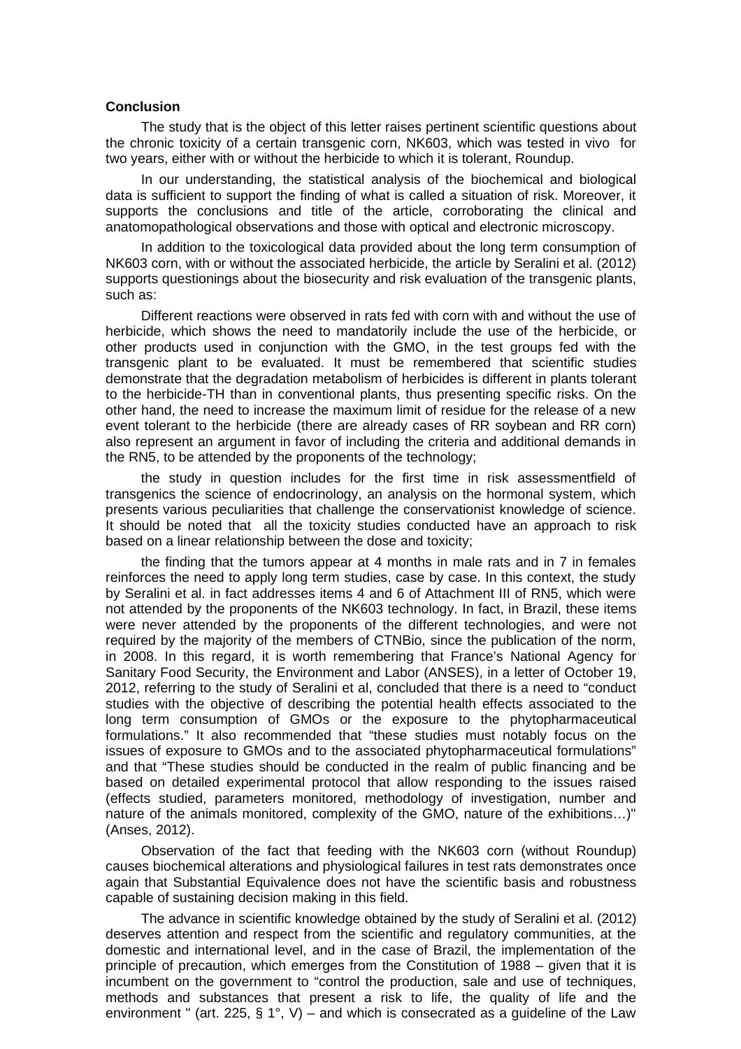**Conclusion**

The study that is the object of this letter raises pertinent scientific questions about the chronic toxicity of a certain transgenic corn, NK603, which was tested in vivo for two years, either with or without the herbicide to which it is tolerant, Roundup.

In our understanding, the statistical analysis of the biochemical and biological data is sufficient to support the finding of what is called a situation of risk. Moreover, it supports the conclusions and title of the article, corroborating the clinical and anatomopathological observations and those with optical and electronic microscopy.

In addition to the toxicological data provided about the long term consumption of NK603 corn, with or without the associated herbicide, the article by Seralini et al. (2012) supports questionings about the biosecurity and risk evaluation of the transgenic plants, such as:

Different reactions were observed in rats fed with corn with and without the use of herbicide, which shows the need to mandatorily include the use of the herbicide, or other products used in conjunction with the GMO, in the test groups fed with the transgenic plant to be evaluated. It must be remembered that scientific studies demonstrate that the degradation metabolism of herbicides is different in plants tolerant to the herbicide-TH than in conventional plants, thus presenting specific risks. On the other hand, the need to increase the maximum limit of residue for the release of a new event tolerant to the herbicide (there are already cases of RR soybean and RR corn) also represent an argument in favor of including the criteria and additional demands in the RN5, to be attended by the proponents of the technology;

the study in question includes for the first time in risk assessmentfield of transgenics the science of endocrinology, an analysis on the hormonal system, which presents various peculiarities that challenge the conservationist knowledge of science. It should be noted that all the toxicity studies conducted have an approach to risk based on a linear relationship between the dose and toxicity;

the finding that the tumors appear at 4 months in male rats and in 7 in females reinforces the need to apply long term studies, case by case. In this context, the study by Seralini et al. in fact addresses items 4 and 6 of Attachment III of RN5, which were not attended by the proponents of the NK603 technology. In fact, in Brazil, these items were never attended by the proponents of the different technologies, and were not required by the majority of the members of CTNBio, since the publication of the norm, in 2008. In this regard, it is worth remembering that France's National Agency for Sanitary Food Security, the Environment and Labor (ANSES), in a letter of October 19, 2012, referring to the study of Seralini et al, concluded that there is a need to "conduct studies with the objective of describing the potential health effects associated to the long term consumption of GMOs or the exposure to the phytopharmaceutical formulations." It also recommended that "these studies must notably focus on the issues of exposure to GMOs and to the associated phytopharmaceutical formulations" and that "These studies should be conducted in the realm of public financing and be based on detailed experimental protocol that allow responding to the issues raised (effects studied, parameters monitored, methodology of investigation, number and nature of the animals monitored, complexity of the GMO, nature of the exhibitions…)" (Anses, 2012).

Observation of the fact that feeding with the NK603 corn (without Roundup) causes biochemical alterations and physiological failures in test rats demonstrates once again that Substantial Equivalence does not have the scientific basis and robustness capable of sustaining decision making in this field.

The advance in scientific knowledge obtained by the study of Seralini et al. (2012) deserves attention and respect from the scientific and regulatory communities, at the domestic and international level, and in the case of Brazil, the implementation of the principle of precaution, which emerges from the Constitution of 1988 – given that it is incumbent on the government to "control the production, sale and use of techniques, methods and substances that present a risk to life, the quality of life and the environment " (art. 225, § 1°, V) – and which is consecrated as a guideline of the Law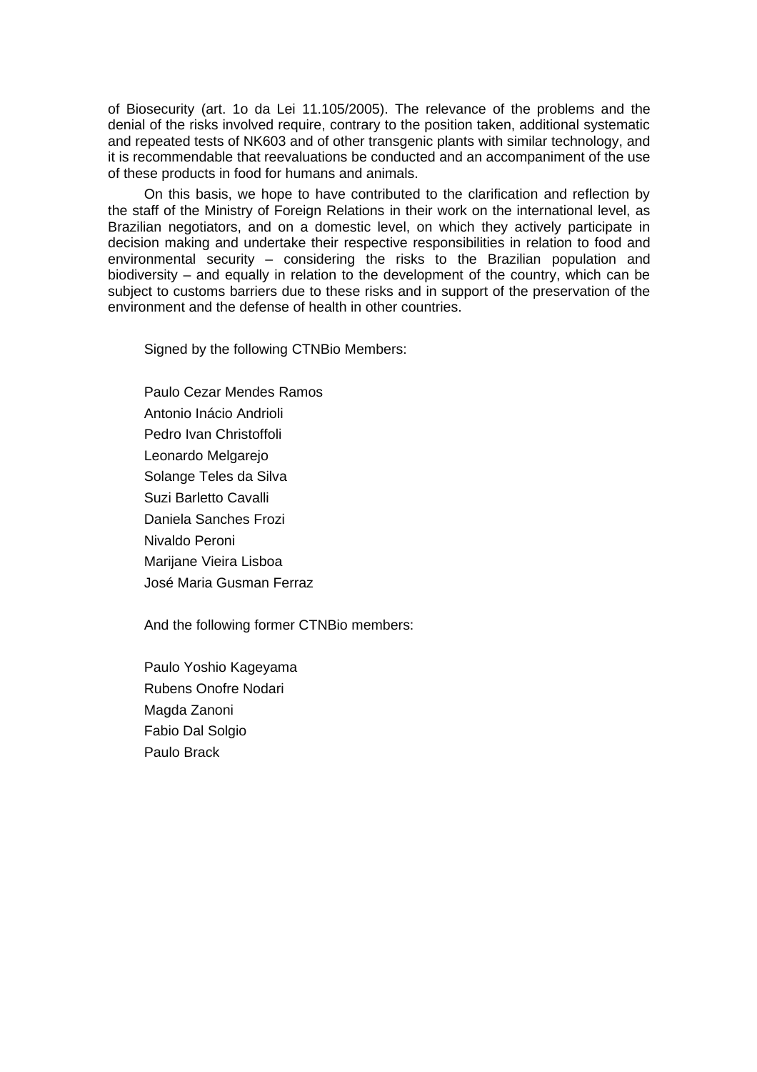of Biosecurity (art. 1o da Lei 11.105/2005). The relevance of the problems and the denial of the risks involved require, contrary to the position taken, additional systematic and repeated tests of NK603 and of other transgenic plants with similar technology, and it is recommendable that reevaluations be conducted and an accompaniment of the use of these products in food for humans and animals.

On this basis, we hope to have contributed to the clarification and reflection by the staff of the Ministry of Foreign Relations in their work on the international level, as Brazilian negotiators, and on a domestic level, on which they actively participate in decision making and undertake their respective responsibilities in relation to food and environmental security – considering the risks to the Brazilian population and biodiversity – and equally in relation to the development of the country, which can be subject to customs barriers due to these risks and in support of the preservation of the environment and the defense of health in other countries.

Signed by the following CTNBio Members:

Paulo Cezar Mendes Ramos
Antonio Inácio Andrioli
Pedro Ivan Christoffoli
Leonardo Melgarejo
Solange Teles da Silva
Suzi Barletto Cavalli
Daniela Sanches Frozi
Nivaldo Peroni
Marijane Vieira Lisboa
José Maria Gusman Ferraz

And the following former CTNBio members:

Paulo Yoshio Kageyama
Rubens Onofre Nodari
Magda Zanoni
Fabio Dal Solgio
Paulo Brack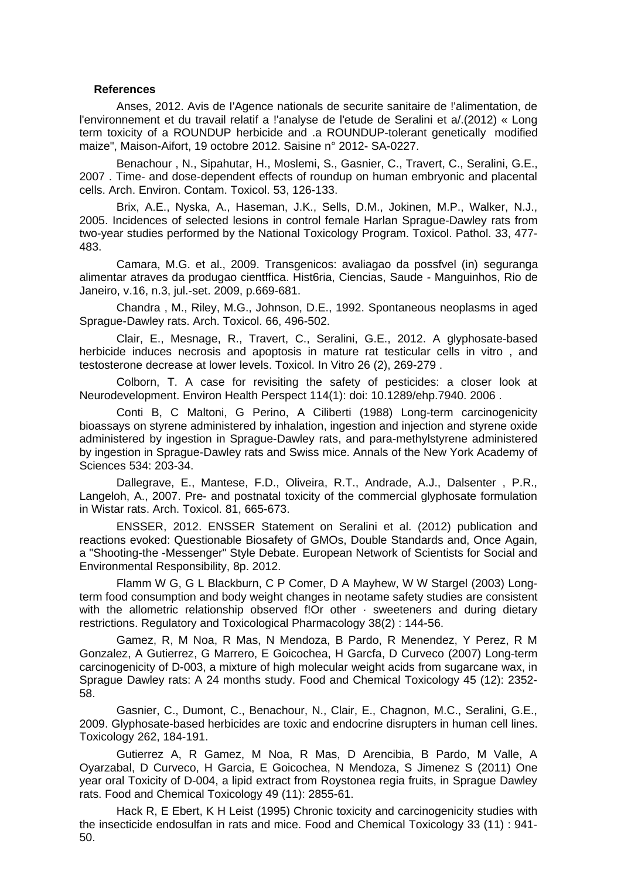**References**

Anses, 2012. Avis de I'Agence nationals de securite sanitaire de !'alimentation, de l'environnement et du travail relatif a !'analyse de l'etude de Seralini et a/.(2012) « Long term toxicity of a ROUNDUP herbicide and .a ROUNDUP-tolerant genetically modified maize", Maison-Aifort, 19 octobre 2012. Saisine n° 2012- SA-0227.

Benachour , N., Sipahutar, H., Moslemi, S., Gasnier, C., Travert, C., Seralini, G.E., 2007 . Time- and dose-dependent effects of roundup on human embryonic and placental cells. Arch. Environ. Contam. Toxicol. 53, 126-133.

Brix, A.E., Nyska, A., Haseman, J.K., Sells, D.M., Jokinen, M.P., Walker, N.J., 2005. Incidences of selected lesions in control female Harlan Sprague-Dawley rats from two-year studies performed by the National Toxicology Program. Toxicol. Pathol. 33, 477-483.

Camara, M.G. et al., 2009. Transgenicos: avaliagao da possfvel (in) seguranga alimentar atraves da produgao cientffica. Hist6ria, Ciencias, Saude - Manguinhos, Rio de Janeiro, v.16, n.3, jul.-set. 2009, p.669-681.

Chandra , M., Riley, M.G., Johnson, D.E., 1992. Spontaneous neoplasms in aged Sprague-Dawley rats. Arch. Toxicol. 66, 496-502.

Clair, E., Mesnage, R., Travert, C., Seralini, G.E., 2012. A glyphosate-based herbicide induces necrosis and apoptosis in mature rat testicular cells in vitro , and testosterone decrease at lower levels. Toxicol. In Vitro 26 (2), 269-279 .

Colborn, T. A case for revisiting the safety of pesticides: a closer look at Neurodevelopment. Environ Health Perspect 114(1): doi: 10.1289/ehp.7940. 2006 .

Conti B, C Maltoni, G Perino, A Ciliberti (1988) Long-term carcinogenicity bioassays on styrene administered by inhalation, ingestion and injection and styrene oxide administered by ingestion in Sprague-Dawley rats, and para-methylstyrene administered by ingestion in Sprague-Dawley rats and Swiss mice. Annals of the New York Academy of Sciences 534: 203-34.

Dallegrave, E., Mantese, F.D., Oliveira, R.T., Andrade, A.J., Dalsenter , P.R., Langeloh, A., 2007. Pre- and postnatal toxicity of the commercial glyphosate formulation in Wistar rats. Arch. Toxicol. 81, 665-673.

ENSSER, 2012. ENSSER Statement on Seralini et al. (2012) publication and reactions evoked: Questionable Biosafety of GMOs, Double Standards and, Once Again, a "Shooting-the -Messenger" Style Debate. European Network of Scientists for Social and Environmental Responsibility, 8p. 2012.

Flamm W G, G L Blackburn, C P Comer, D A Mayhew, W W Stargel (2003) Long-term food consumption and body weight changes in neotame safety studies are consistent with the allometric relationship observed f!Or other · sweeteners and during dietary restrictions. Regulatory and Toxicological Pharmacology 38(2) : 144-56.

Gamez, R, M Noa, R Mas, N Mendoza, B Pardo, R Menendez, Y Perez, R M Gonzalez, A Gutierrez, G Marrero, E Goicochea, H Garcfa, D Curveco (2007) Long-term carcinogenicity of D-003, a mixture of high molecular weight acids from sugarcane wax, in Sprague Dawley rats: A 24 months study. Food and Chemical Toxicology 45 (12): 2352-58.

Gasnier, C., Dumont, C., Benachour, N., Clair, E., Chagnon, M.C., Seralini, G.E., 2009. Glyphosate-based herbicides are toxic and endocrine disrupters in human cell lines. Toxicology 262, 184-191.

Gutierrez A, R Gamez, M Noa, R Mas, D Arencibia, B Pardo, M Valle, A Oyarzabal, D Curveco, H Garcia, E Goicochea, N Mendoza, S Jimenez S (2011) One year oral Toxicity of D-004, a lipid extract from Roystonea regia fruits, in Sprague Dawley rats. Food and Chemical Toxicology 49 (11): 2855-61.

Hack R, E Ebert, K H Leist (1995) Chronic toxicity and carcinogenicity studies with the insecticide endosulfan in rats and mice. Food and Chemical Toxicology 33 (11) : 941-50.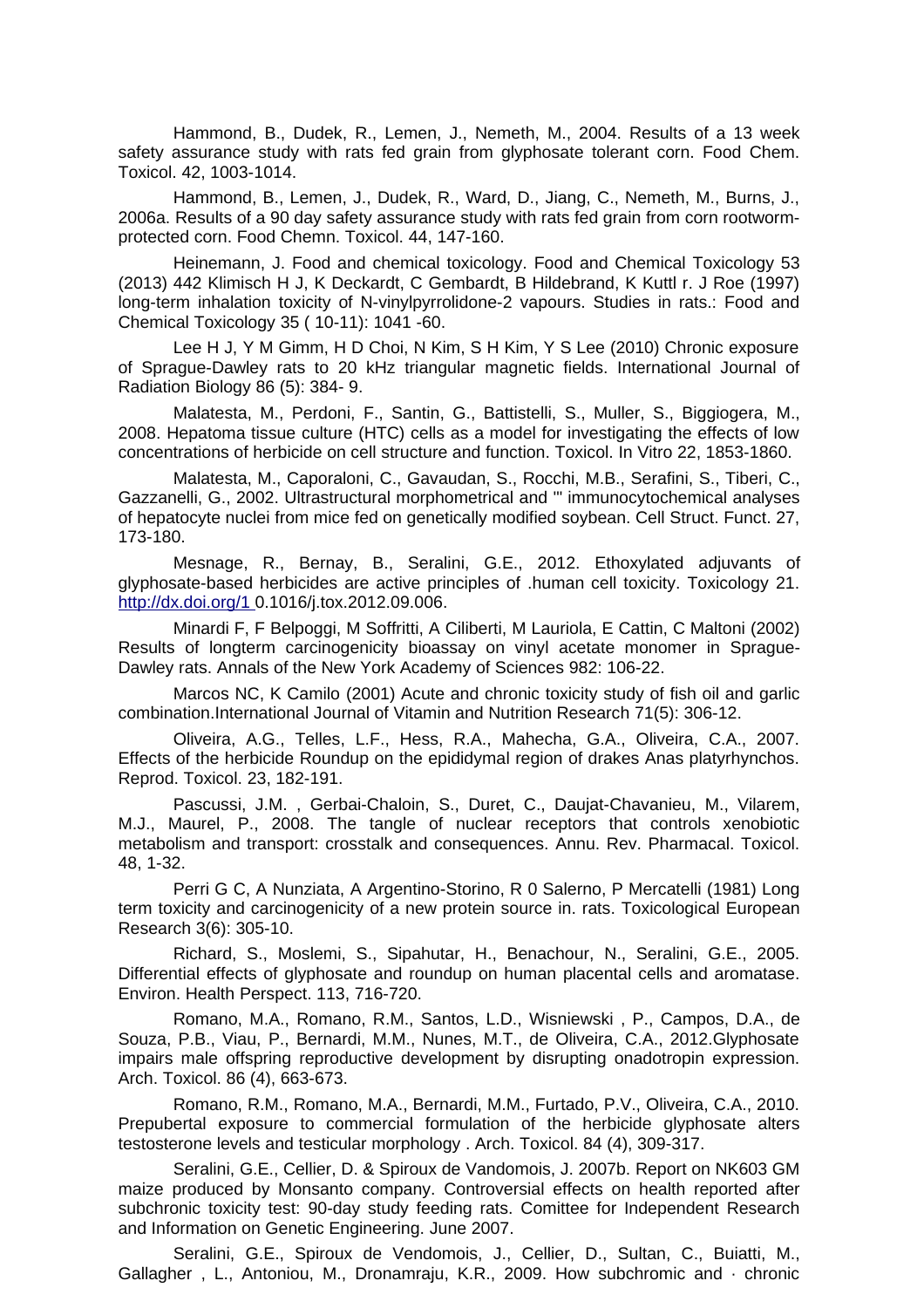Hammond, B., Dudek, R., Lemen, J., Nemeth, M., 2004. Results of a 13 week safety assurance study with rats fed grain from glyphosate tolerant corn. Food Chem. Toxicol. 42, 1003-1014.

Hammond, B., Lemen, J., Dudek, R., Ward, D., Jiang, C., Nemeth, M., Burns, J., 2006a. Results of a 90 day safety assurance study with rats fed grain from corn rootworm-protected corn. Food Chemn. Toxicol. 44, 147-160.

Heinemann, J. Food and chemical toxicology. Food and Chemical Toxicology 53 (2013) 442 Klimisch H J, K Deckardt, C Gembardt, B Hildebrand, K Kuttl r. J Roe (1997) long-term inhalation toxicity of N-vinylpyrrolidone-2 vapours. Studies in rats.: Food and Chemical Toxicology 35 ( 10-11): 1041 -60.

Lee H J, Y M Gimm, H D Choi, N Kim, S H Kim, Y S Lee (2010) Chronic exposure of Sprague-Dawley rats to 20 kHz triangular magnetic fields. International Journal of Radiation Biology 86 (5): 384- 9.

Malatesta, M., Perdoni, F., Santin, G., Battistelli, S., Muller, S., Biggiogera, M., 2008. Hepatoma tissue culture (HTC) cells as a model for investigating the effects of low concentrations of herbicide on cell structure and function. Toxicol. In Vitro 22, 1853-1860.

Malatesta, M., Caporaloni, C., Gavaudan, S., Rocchi, M.B., Serafini, S., Tiberi, C., Gazzanelli, G., 2002. Ultrastructural morphometrical and '" immunocytochemical analyses of hepatocyte nuclei from mice fed on genetically modified soybean. Cell Struct. Funct. 27, 173-180.

Mesnage, R., Bernay, B., Seralini, G.E., 2012. Ethoxylated adjuvants of glyphosate-based herbicides are active principles of .human cell toxicity. Toxicology 21. http://dx.doi.org/1 0.1016/j.tox.2012.09.006.

Minardi F, F Belpoggi, M Soffritti, A Ciliberti, M Lauriola, E Cattin, C Maltoni (2002) Results of longterm carcinogenicity bioassay on vinyl acetate monomer in Sprague-Dawley rats. Annals of the New York Academy of Sciences 982: 106-22.

Marcos NC, K Camilo (2001) Acute and chronic toxicity study of fish oil and garlic combination.International Journal of Vitamin and Nutrition Research 71(5): 306-12.

Oliveira, A.G., Telles, L.F., Hess, R.A., Mahecha, G.A., Oliveira, C.A., 2007. Effects of the herbicide Roundup on the epididymal region of drakes Anas platyrhynchos. Reprod. Toxicol. 23, 182-191.

Pascussi, J.M. , Gerbai-Chaloin, S., Duret, C., Daujat-Chavanieu, M., Vilarem, M.J., Maurel, P., 2008. The tangle of nuclear receptors that controls xenobiotic metabolism and transport: crosstalk and consequences. Annu. Rev. Pharmacal. Toxicol. 48, 1-32.

Perri G C, A Nunziata, A Argentino-Storino, R 0 Salerno, P Mercatelli (1981) Long term toxicity and carcinogenicity of a new protein source in. rats. Toxicological European Research 3(6): 305-10.

Richard, S., Moslemi, S., Sipahutar, H., Benachour, N., Seralini, G.E., 2005. Differential effects of glyphosate and roundup on human placental cells and aromatase. Environ. Health Perspect. 113, 716-720.

Romano, M.A., Romano, R.M., Santos, L.D., Wisniewski , P., Campos, D.A., de Souza, P.B., Viau, P., Bernardi, M.M., Nunes, M.T., de Oliveira, C.A., 2012.Glyphosate impairs male offspring reproductive development by disrupting onadotropin expression. Arch. Toxicol. 86 (4), 663-673.

Romano, R.M., Romano, M.A., Bernardi, M.M., Furtado, P.V., Oliveira, C.A., 2010. Prepubertal exposure to commercial formulation of the herbicide glyphosate alters testosterone levels and testicular morphology . Arch. Toxicol. 84 (4), 309-317.

Seralini, G.E., Cellier, D. & Spiroux de Vandomois, J. 2007b. Report on NK603 GM maize produced by Monsanto company. Controversial effects on health reported after subchronic toxicity test: 90-day study feeding rats. Comittee for Independent Research and Information on Genetic Engineering. June 2007.

Seralini, G.E., Spiroux de Vendomois, J., Cellier, D., Sultan, C., Buiatti, M., Gallagher , L., Antoniou, M., Dronamraju, K.R., 2009. How subchromic and · chronic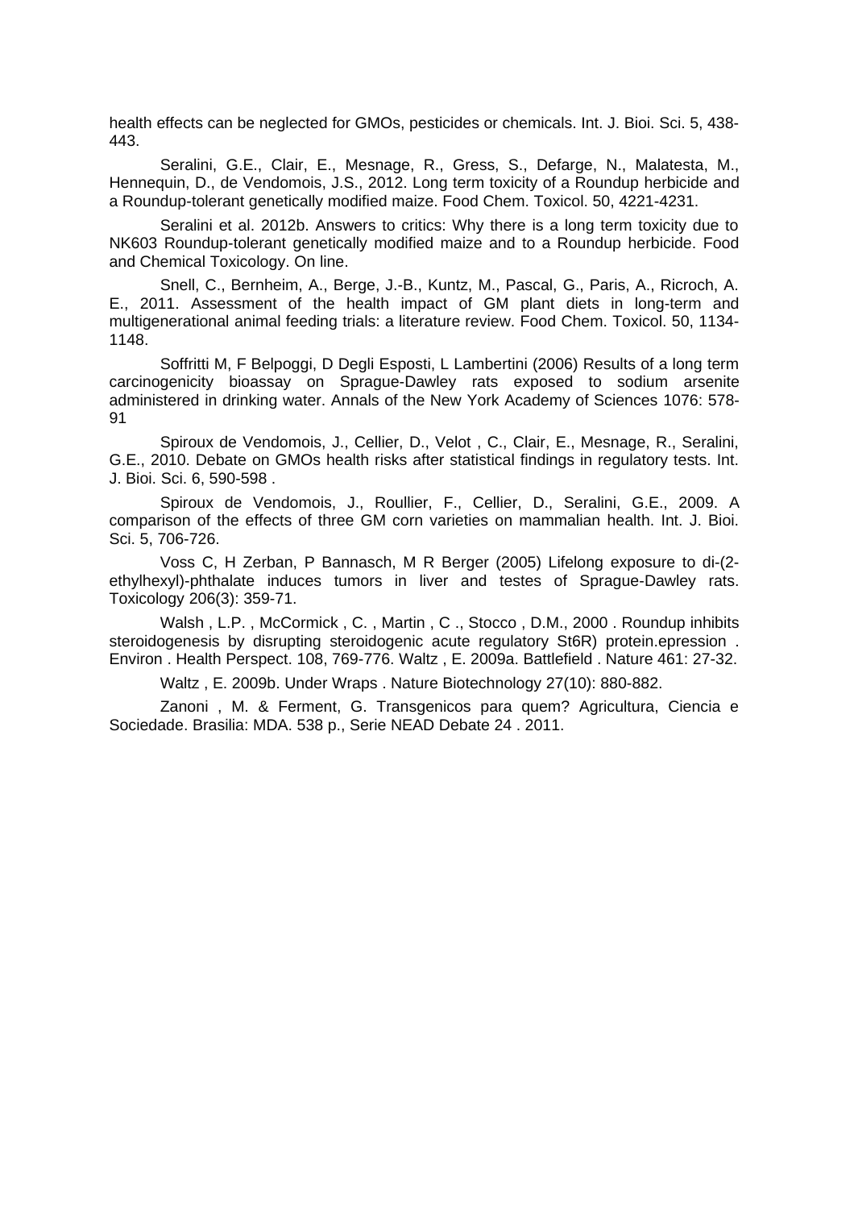health effects can be neglected for GMOs, pesticides or chemicals. Int. J. Bioi. Sci. 5, 438-443.

Seralini, G.E., Clair, E., Mesnage, R., Gress, S., Defarge, N., Malatesta, M., Hennequin, D., de Vendomois, J.S., 2012. Long term toxicity of a Roundup herbicide and a Roundup-tolerant genetically modified maize. Food Chem. Toxicol. 50, 4221-4231.

Seralini et al. 2012b. Answers to critics: Why there is a long term toxicity due to NK603 Roundup-tolerant genetically modified maize and to a Roundup herbicide. Food and Chemical Toxicology. On line.

Snell, C., Bernheim, A., Berge, J.-B., Kuntz, M., Pascal, G., Paris, A., Ricroch, A. E., 2011. Assessment of the health impact of GM plant diets in long-term and multigenerational animal feeding trials: a literature review. Food Chem. Toxicol. 50, 1134-1148.

Soffritti M, F Belpoggi, D Degli Esposti, L Lambertini (2006) Results of a long term carcinogenicity bioassay on Sprague-Dawley rats exposed to sodium arsenite administered in drinking water. Annals of the New York Academy of Sciences 1076: 578-91

Spiroux de Vendomois, J., Cellier, D., Velot , C., Clair, E., Mesnage, R., Seralini, G.E., 2010. Debate on GMOs health risks after statistical findings in regulatory tests. Int. J. Bioi. Sci. 6, 590-598 .

Spiroux de Vendomois, J., Roullier, F., Cellier, D., Seralini, G.E., 2009. A comparison of the effects of three GM corn varieties on mammalian health. Int. J. Bioi. Sci. 5, 706-726.

Voss C, H Zerban, P Bannasch, M R Berger (2005) Lifelong exposure to di-(2-ethylhexyl)-phthalate induces tumors in liver and testes of Sprague-Dawley rats. Toxicology 206(3): 359-71.

Walsh , L.P. , McCormick , C. , Martin , C ., Stocco , D.M., 2000 . Roundup inhibits steroidogenesis by disrupting steroidogenic acute regulatory St6R) protein.epression . Environ . Health Perspect. 108, 769-776. Waltz , E. 2009a. Battlefield . Nature 461: 27-32.

Waltz , E. 2009b. Under Wraps . Nature Biotechnology 27(10): 880-882.

Zanoni , M. & Ferment, G. Transgenicos para quem? Agricultura, Ciencia e Sociedade. Brasilia: MDA. 538 p., Serie NEAD Debate 24 . 2011.